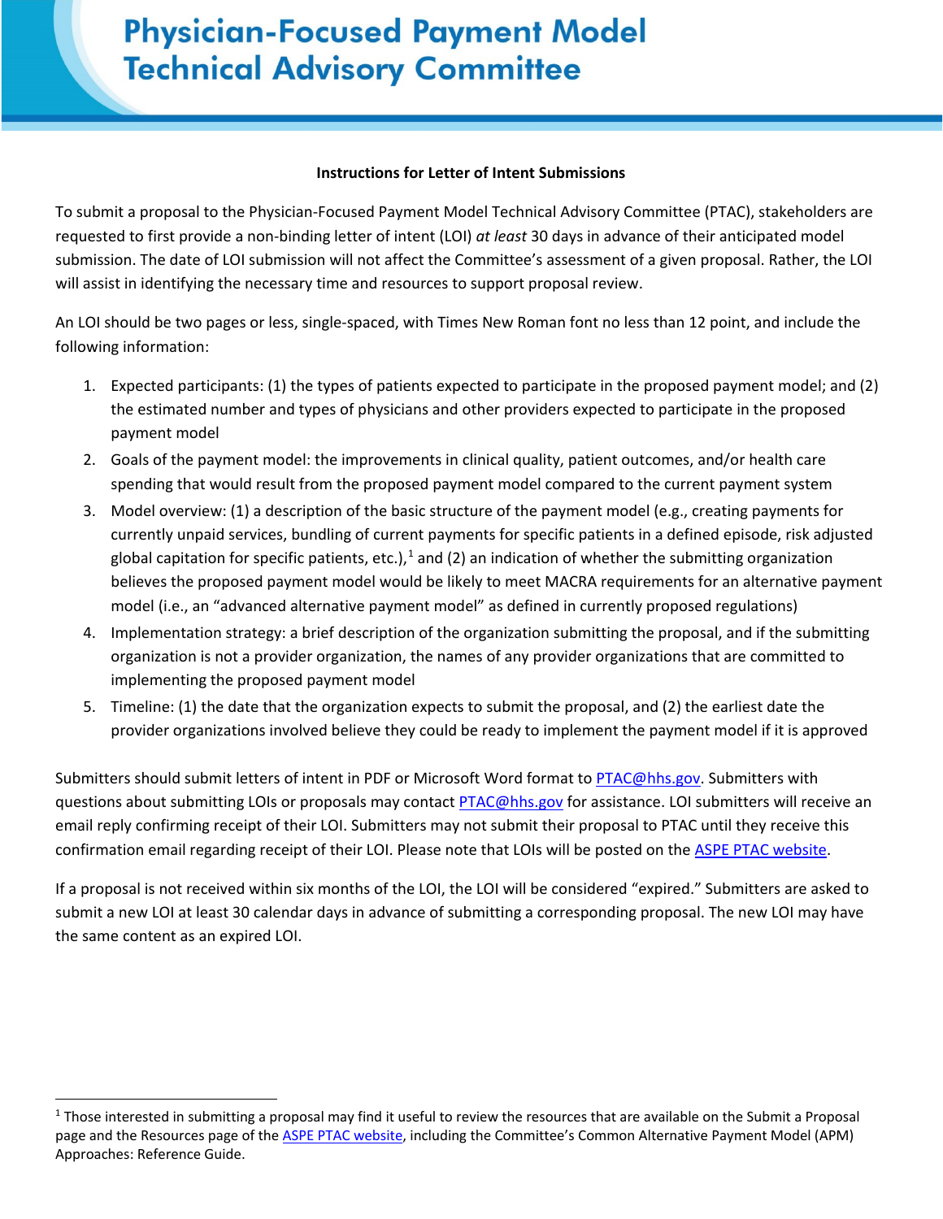# Physician-Focused Payment Model Technical Advisory Committee

## Instructions for Letter of Intent Submissions

To submit a proposal to the Physician-Focused Payment Model Technical Advisory Committee (PTAC), stakeholders are requested to first provide a non-binding letter of intent (LOI) *at least* 30 days in advance of their anticipated model submission. The date of LOI submission will not affect the Committee's assessment of a given proposal. Rather, the LOI will assist in identifying the necessary time and resources to support proposal review.

An LOI should be two pages or less, single-spaced, with Times New Roman font no less than 12 point, and include the following information:

1. Expected participants: (1) the types of patients expected to participate in the proposed payment model; and (2) the estimated number and types of physicians and other providers expected to participate in the proposed payment model
2. Goals of the payment model: the improvements in clinical quality, patient outcomes, and/or health care spending that would result from the proposed payment model compared to the current payment system
3. Model overview: (1) a description of the basic structure of the payment model (e.g., creating payments for currently unpaid services, bundling of current payments for specific patients in a defined episode, risk adjusted global capitation for specific patients, etc.),[1] and (2) an indication of whether the submitting organization believes the proposed payment model would be likely to meet MACRA requirements for an alternative payment model (i.e., an "advanced alternative payment model" as defined in currently proposed regulations)
4. Implementation strategy: a brief description of the organization submitting the proposal, and if the submitting organization is not a provider organization, the names of any provider organizations that are committed to implementing the proposed payment model
5. Timeline: (1) the date that the organization expects to submit the proposal, and (2) the earliest date the provider organizations involved believe they could be ready to implement the payment model if it is approved

Submitters should submit letters of intent in PDF or Microsoft Word format to PTAC@hhs.gov. Submitters with questions about submitting LOIs or proposals may contact PTAC@hhs.gov for assistance. LOI submitters will receive an email reply confirming receipt of their LOI. Submitters may not submit their proposal to PTAC until they receive this confirmation email regarding receipt of their LOI. Please note that LOIs will be posted on the ASPE PTAC website.

If a proposal is not received within six months of the LOI, the LOI will be considered "expired." Submitters are asked to submit a new LOI at least 30 calendar days in advance of submitting a corresponding proposal. The new LOI may have the same content as an expired LOI.

---

[1] Those interested in submitting a proposal may find it useful to review the resources that are available on the Submit a Proposal page and the Resources page of the ASPE PTAC website, including the Committee's Common Alternative Payment Model (APM) Approaches: Reference Guide.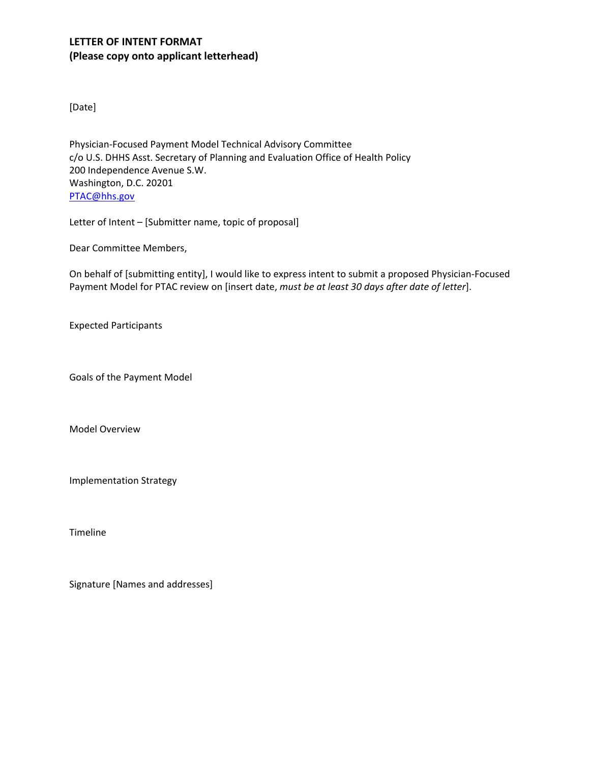**LETTER OF INTENT FORMAT**
**(Please copy onto applicant letterhead)**

[Date]

Physician-Focused Payment Model Technical Advisory Committee
c/o U.S. DHHS Asst. Secretary of Planning and Evaluation Office of Health Policy
200 Independence Avenue S.W.
Washington, D.C. 20201
PTAC@hhs.gov

Letter of Intent – [Submitter name, topic of proposal]

Dear Committee Members,

On behalf of [submitting entity], I would like to express intent to submit a proposed Physician-Focused Payment Model for PTAC review on [insert date, *must be at least 30 days after date of letter*].

Expected Participants

Goals of the Payment Model

Model Overview

Implementation Strategy

Timeline

Signature [Names and addresses]